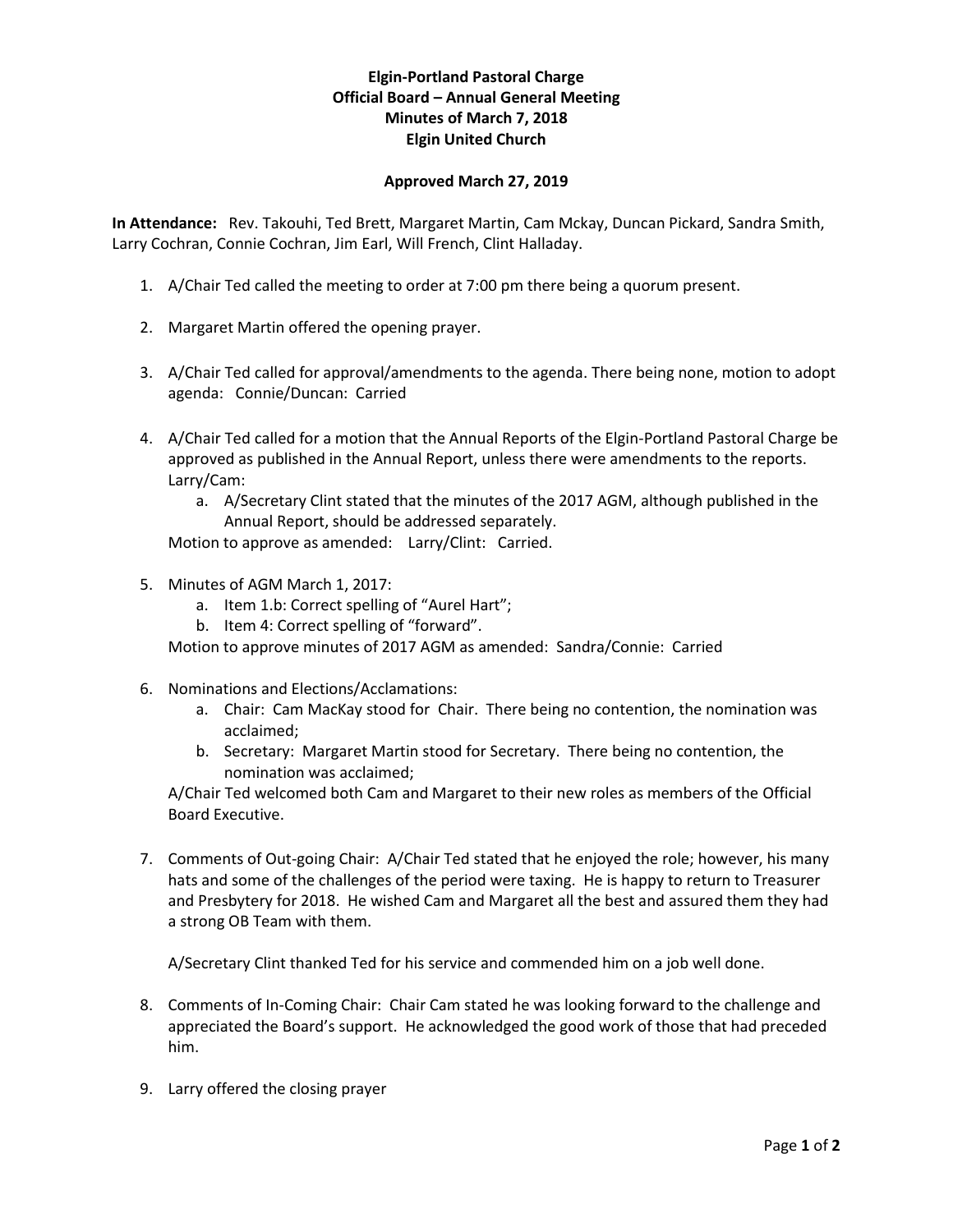**Elgin-Portland Pastoral Charge**
**Official Board – Annual General Meeting**
**Minutes of March 7, 2018**
**Elgin United Church**

**Approved March 27, 2019**

**In Attendance:** Rev. Takouhi, Ted Brett, Margaret Martin, Cam Mckay, Duncan Pickard, Sandra Smith, Larry Cochran, Connie Cochran, Jim Earl, Will French, Clint Halladay.

1. A/Chair Ted called the meeting to order at 7:00 pm there being a quorum present.

2. Margaret Martin offered the opening prayer.

3. A/Chair Ted called for approval/amendments to the agenda. There being none, motion to adopt agenda: Connie/Duncan: Carried

4. A/Chair Ted called for a motion that the Annual Reports of the Elgin-Portland Pastoral Charge be approved as published in the Annual Report, unless there were amendments to the reports. Larry/Cam:
   a. A/Secretary Clint stated that the minutes of the 2017 AGM, although published in the Annual Report, should be addressed separately.

   Motion to approve as amended: Larry/Clint: Carried.

5. Minutes of AGM March 1, 2017:
   a. Item 1.b: Correct spelling of "Aurel Hart";
   b. Item 4: Correct spelling of "forward".

   Motion to approve minutes of 2017 AGM as amended: Sandra/Connie: Carried

6. Nominations and Elections/Acclamations:
   a. Chair: Cam MacKay stood for Chair. There being no contention, the nomination was acclaimed;
   b. Secretary: Margaret Martin stood for Secretary. There being no contention, the nomination was acclaimed;

   A/Chair Ted welcomed both Cam and Margaret to their new roles as members of the Official Board Executive.

7. Comments of Out-going Chair: A/Chair Ted stated that he enjoyed the role; however, his many hats and some of the challenges of the period were taxing. He is happy to return to Treasurer and Presbytery for 2018. He wished Cam and Margaret all the best and assured them they had a strong OB Team with them.

   A/Secretary Clint thanked Ted for his service and commended him on a job well done.

8. Comments of In-Coming Chair: Chair Cam stated he was looking forward to the challenge and appreciated the Board's support. He acknowledged the good work of those that had preceded him.

9. Larry offered the closing prayer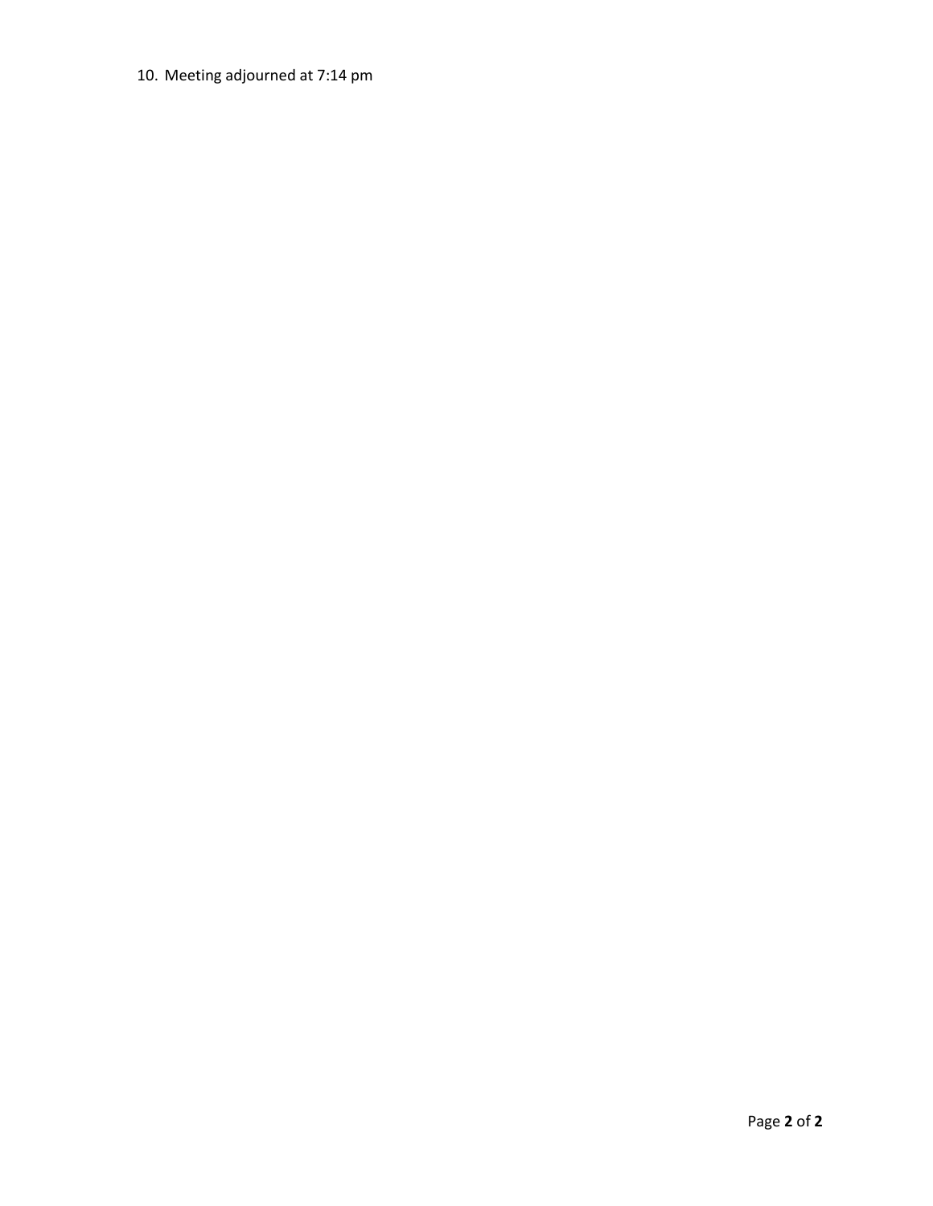10. Meeting adjourned at 7:14 pm